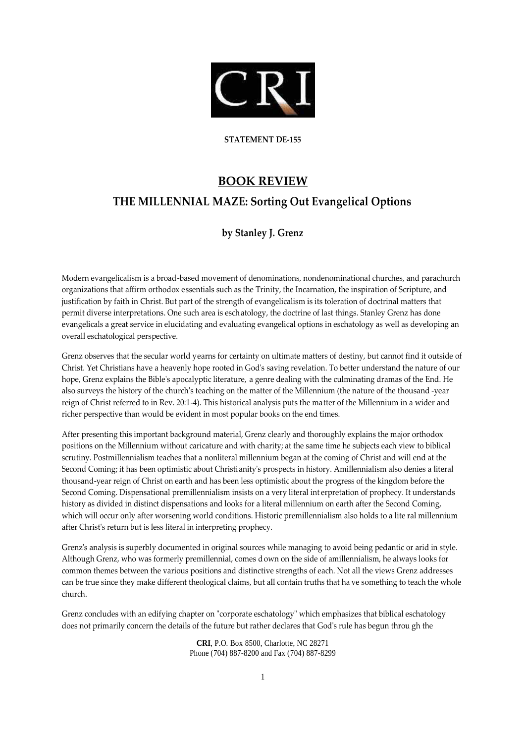**STATEMENT DE-155**

# BOOK REVIEW

## THE MILLENNIAL MAZE: Sorting Out Evangelical Options

### by Stanley J. Grenz

Modern evangelicalism is a broad-based movement of denominations, nondenominational churches, and parachurch organizations that affirm orthodox essentials such as the Trinity, the Incarnation, the inspiration of Scripture, and justification by faith in Christ. But part of the strength of evangelicalism is its toleration of doctrinal matters that permit diverse interpretations. One such area is eschatology, the doctrine of last things. Stanley Grenz has done evangelicals a great service in elucidating and evaluating evangelical options in eschatology as well as developing an overall eschatological perspective.

Grenz observes that the secular world yearns for certainty on ultimate matters of destiny, but cannot find it outside of Christ. Yet Christians have a heavenly hope rooted in God's saving revelation. To better understand the nature of our hope, Grenz explains the Bible's apocalyptic literature, a genre dealing with the culminating dramas of the End. He also surveys the history of the church's teaching on the matter of the Millennium (the nature of the thousand-year reign of Christ referred to in Rev. 20:1-4). This historical analysis puts the matter of the Millennium in a wider and richer perspective than would be evident in most popular books on the end times.

After presenting this important background material, Grenz clearly and thoroughly explains the major orthodox positions on the Millennium without caricature and with charity; at the same time he subjects each view to biblical scrutiny. Postmillennialism teaches that a nonliteral millennium began at the coming of Christ and will end at the Second Coming; it has been optimistic about Christianity's prospects in history. Amillennialism also denies a literal thousand-year reign of Christ on earth and has been less optimistic about the progress of the kingdom before the Second Coming. Dispensational premillennialism insists on a very literal interpretation of prophecy. It understands history as divided in distinct dispensations and looks for a literal millennium on earth after the Second Coming, which will occur only after worsening world conditions. Historic premillennialism also holds to a literal millennium after Christ's return but is less literal in interpreting prophecy.

Grenz's analysis is superbly documented in original sources while managing to avoid being pedantic or arid in style. Although Grenz, who was formerly premillennial, comes down on the side of amillennialism, he always looks for common themes between the various positions and distinctive strengths of each. Not all the views Grenz addresses can be true since they make different theological claims, but all contain truths that have something to teach the whole church.

Grenz concludes with an edifying chapter on "corporate eschatology" which emphasizes that biblical eschatology does not primarily concern the details of the future but rather declares that God's rule has begun through the

**CRI**, P.O. Box 8500, Charlotte, NC 28271
Phone (704) 887-8200 and Fax (704) 887-8299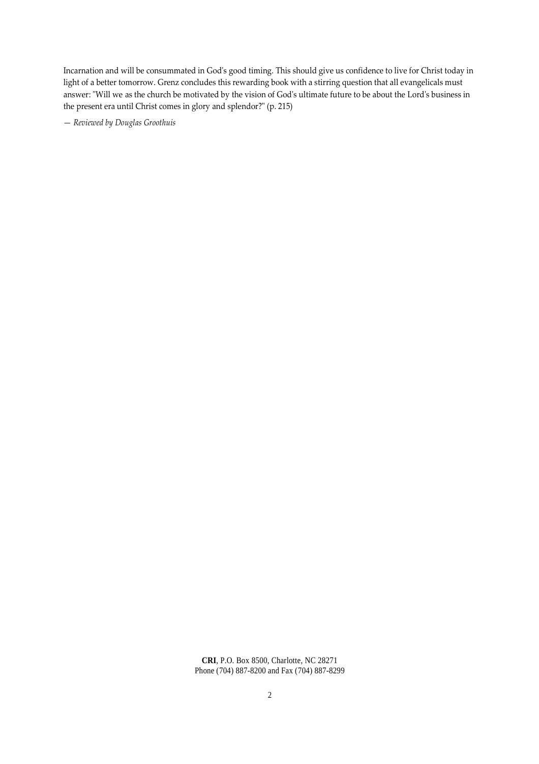Incarnation and will be consummated in God's good timing. This should give us confidence to live for Christ today in light of a better tomorrow. Grenz concludes this rewarding book with a stirring question that all evangelicals must answer: "Will we as the church be motivated by the vision of God's ultimate future to be about the Lord's business in the present era until Christ comes in glory and splendor?" (p. 215)

— *Reviewed by Douglas Groothuis*

**CRI**, P.O. Box 8500, Charlotte, NC 28271
Phone (704) 887-8200 and Fax (704) 887-8299